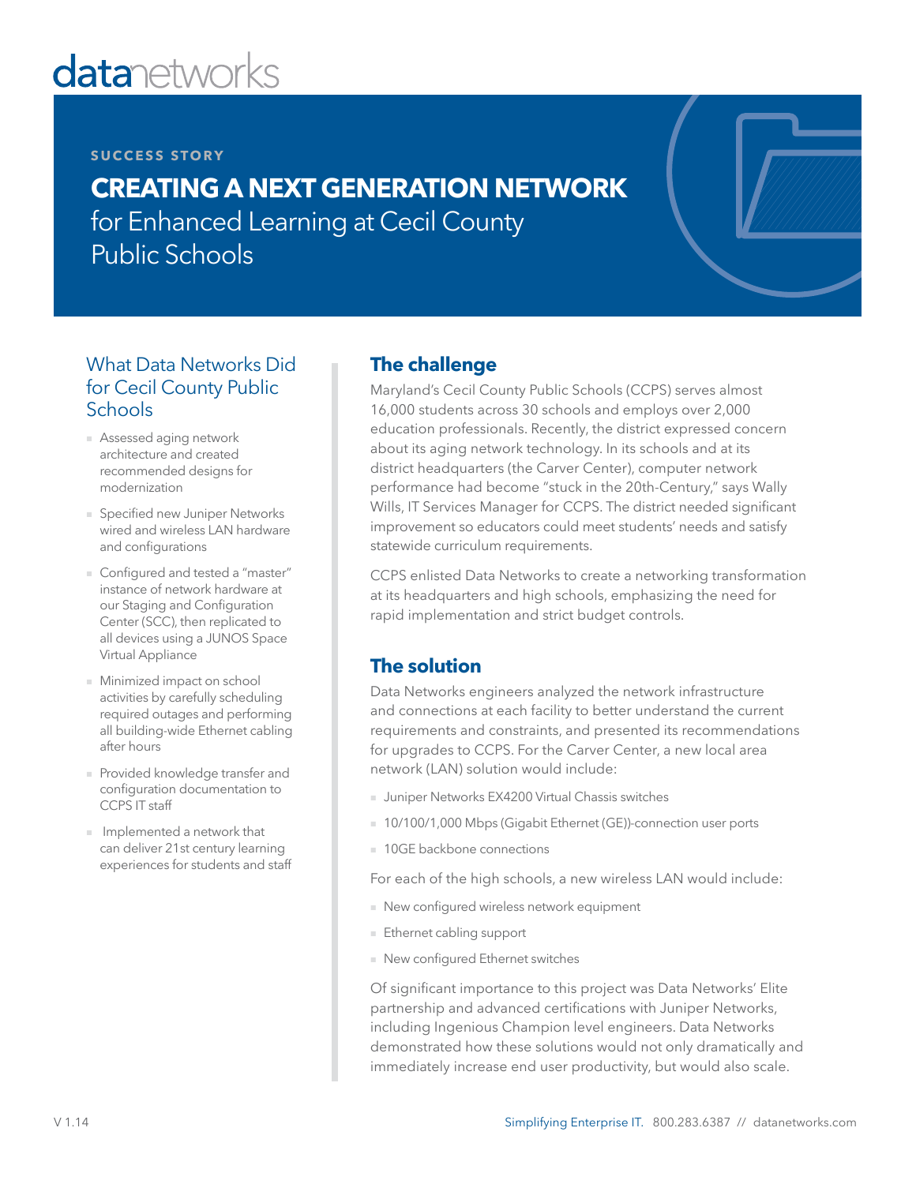datanetworks

**SUCCESS STORY**

# CREATING A NEXT GENERATION NETWORK for Enhanced Learning at Cecil County Public Schools

## The challenge

Maryland's Cecil County Public Schools (CCPS) serves almost 16,000 students across 30 schools and employs over 2,000 education professionals. Recently, the district expressed concern about its aging network technology. In its schools and at its district headquarters (the Carver Center), computer network performance had become "stuck in the 20th-Century," says Wally Wills, IT Services Manager for CCPS. The district needed significant improvement so educators could meet students' needs and satisfy statewide curriculum requirements.

CCPS enlisted Data Networks to create a networking transformation at its headquarters and high schools, emphasizing the need for rapid implementation and strict budget controls.

## The solution

Data Networks engineers analyzed the network infrastructure and connections at each facility to better understand the current requirements and constraints, and presented its recommendations for upgrades to CCPS. For the Carver Center, a new local area network (LAN) solution would include:

- Juniper Networks EX4200 Virtual Chassis switches
- 10/100/1,000 Mbps (Gigabit Ethernet (GE))-connection user ports
- 10GE backbone connections

For each of the high schools, a new wireless LAN would include:

- New configured wireless network equipment
- Ethernet cabling support
- New configured Ethernet switches

Of significant importance to this project was Data Networks' Elite partnership and advanced certifications with Juniper Networks, including Ingenious Champion level engineers. Data Networks demonstrated how these solutions would not only dramatically and immediately increase end user productivity, but would also scale.

### What Data Networks Did for Cecil County Public Schools

- Assessed aging network architecture and created recommended designs for modernization
- Specified new Juniper Networks wired and wireless LAN hardware and configurations
- Configured and tested a "master" instance of network hardware at our Staging and Configuration Center (SCC), then replicated to all devices using a JUNOS Space Virtual Appliance
- Minimized impact on school activities by carefully scheduling required outages and performing all building-wide Ethernet cabling after hours
- Provided knowledge transfer and configuration documentation to CCPS IT staff
- Implemented a network that can deliver 21st century learning experiences for students and staff

V 1.14

Simplifying Enterprise IT. 800.283.6387 // datanetworks.com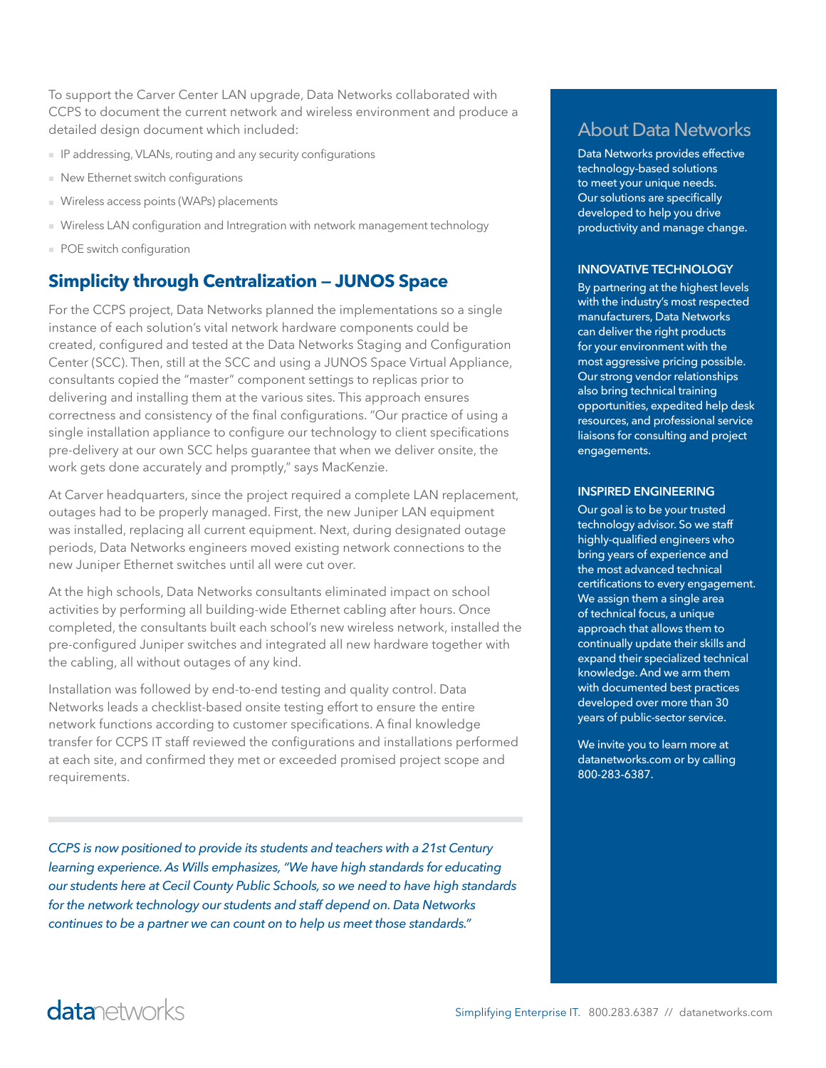To support the Carver Center LAN upgrade, Data Networks collaborated with CCPS to document the current network and wireless environment and produce a detailed design document which included:

- IP addressing, VLANs, routing and any security configurations
- New Ethernet switch configurations
- Wireless access points (WAPs) placements
- Wireless LAN configuration and Intregration with network management technology
- POE switch configuration

## Simplicity through Centralization – JUNOS Space

For the CCPS project, Data Networks planned the implementations so a single instance of each solution's vital network hardware components could be created, configured and tested at the Data Networks Staging and Configuration Center (SCC). Then, still at the SCC and using a JUNOS Space Virtual Appliance, consultants copied the "master" component settings to replicas prior to delivering and installing them at the various sites. This approach ensures correctness and consistency of the final configurations. "Our practice of using a single installation appliance to configure our technology to client specifications pre-delivery at our own SCC helps guarantee that when we deliver onsite, the work gets done accurately and promptly," says MacKenzie.

At Carver headquarters, since the project required a complete LAN replacement, outages had to be properly managed. First, the new Juniper LAN equipment was installed, replacing all current equipment. Next, during designated outage periods, Data Networks engineers moved existing network connections to the new Juniper Ethernet switches until all were cut over.

At the high schools, Data Networks consultants eliminated impact on school activities by performing all building-wide Ethernet cabling after hours. Once completed, the consultants built each school's new wireless network, installed the pre-configured Juniper switches and integrated all new hardware together with the cabling, all without outages of any kind.

Installation was followed by end-to-end testing and quality control. Data Networks leads a checklist-based onsite testing effort to ensure the entire network functions according to customer specifications. A final knowledge transfer for CCPS IT staff reviewed the configurations and installations performed at each site, and confirmed they met or exceeded promised project scope and requirements.

*CCPS is now positioned to provide its students and teachers with a 21st Century learning experience. As Wills emphasizes, "We have high standards for educating our students here at Cecil County Public Schools, so we need to have high standards for the network technology our students and staff depend on. Data Networks continues to be a partner we can count on to help us meet those standards."*

## About Data Networks

Data Networks provides effective technology-based solutions to meet your unique needs. Our solutions are specifically developed to help you drive productivity and manage change.

### INNOVATIVE TECHNOLOGY

By partnering at the highest levels with the industry's most respected manufacturers, Data Networks can deliver the right products for your environment with the most aggressive pricing possible. Our strong vendor relationships also bring technical training opportunities, expedited help desk resources, and professional service liaisons for consulting and project engagements.

### INSPIRED ENGINEERING

Our goal is to be your trusted technology advisor. So we staff highly-qualified engineers who bring years of experience and the most advanced technical certifications to every engagement. We assign them a single area of technical focus, a unique approach that allows them to continually update their skills and expand their specialized technical knowledge. And we arm them with documented best practices developed over more than 30 years of public-sector service.

We invite you to learn more at datanetworks.com or by calling 800-283-6387.

datanetworks

Simplifying Enterprise IT. 800.283.6387 // datanetworks.com